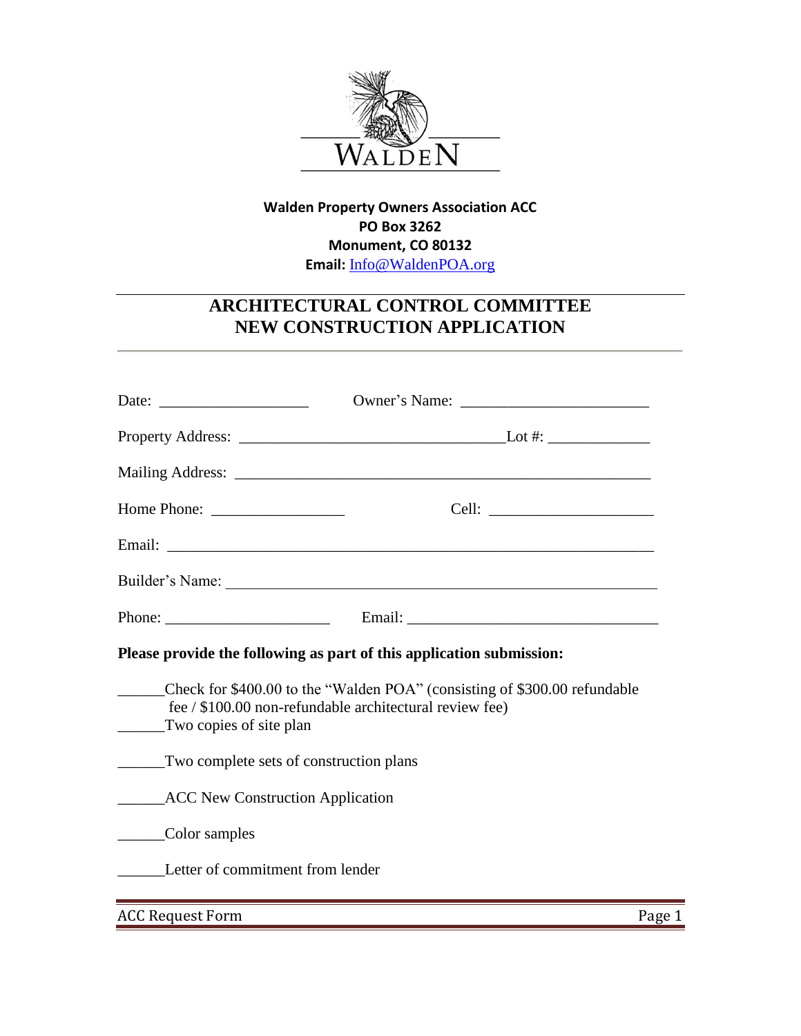WALDEN

**Walden Property Owners Association ACC**
**PO Box 3262**
**Monument, CO 80132**
**Email:** Info@WaldenPOA.org

# ARCHITECTURAL CONTROL COMMITTEE NEW CONSTRUCTION APPLICATION

Date: ___________________ Owner's Name: ________________________

Property Address: _________________________________Lot #: _____________

Mailing Address: _____________________________________________________

Home Phone: _________________ Cell: _____________________

Email: ______________________________________________________________

Builder's Name: _______________________________________________________

Phone: _____________________ Email: ________________________________

**Please provide the following as part of this application submission:**

______Check for $400.00 to the "Walden POA" (consisting of $300.00 refundable fee / $100.00 non-refundable architectural review fee)

______Two copies of site plan

______Two complete sets of construction plans

______ACC New Construction Application

______Color samples

______Letter of commitment from lender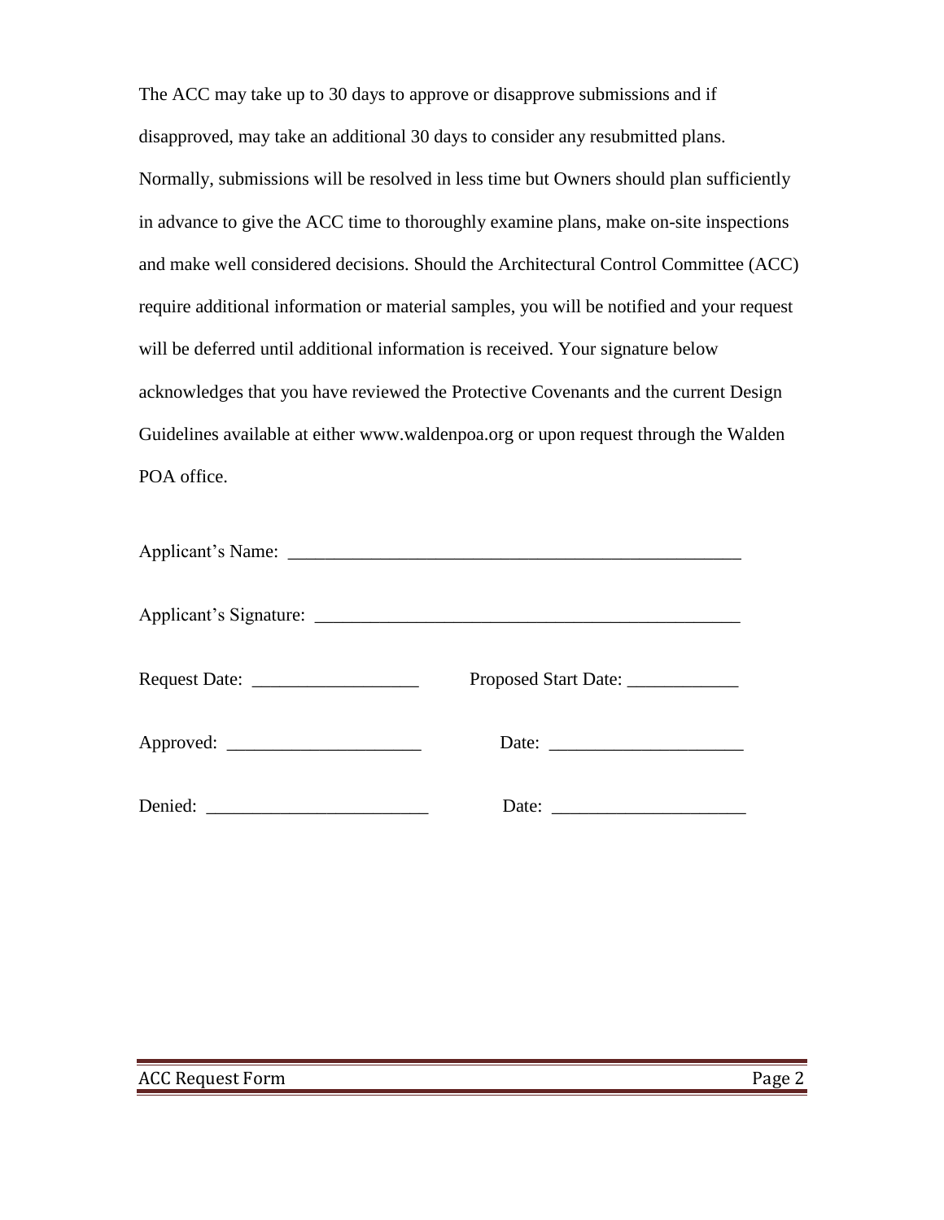The ACC may take up to 30 days to approve or disapprove submissions and if disapproved, may take an additional 30 days to consider any resubmitted plans. Normally, submissions will be resolved in less time but Owners should plan sufficiently in advance to give the ACC time to thoroughly examine plans, make on-site inspections and make well considered decisions. Should the Architectural Control Committee (ACC) require additional information or material samples, you will be notified and your request will be deferred until additional information is received. Your signature below acknowledges that you have reviewed the Protective Covenants and the current Design Guidelines available at either www.waldenpoa.org or upon request through the Walden POA office.

Applicant's Name: ___________________________________________________

Applicant's Signature: _______________________________________________

Request Date: __________________ Proposed Start Date: ____________

Approved: _____________________ Date: _____________________

Denied: ________________________ Date: _____________________